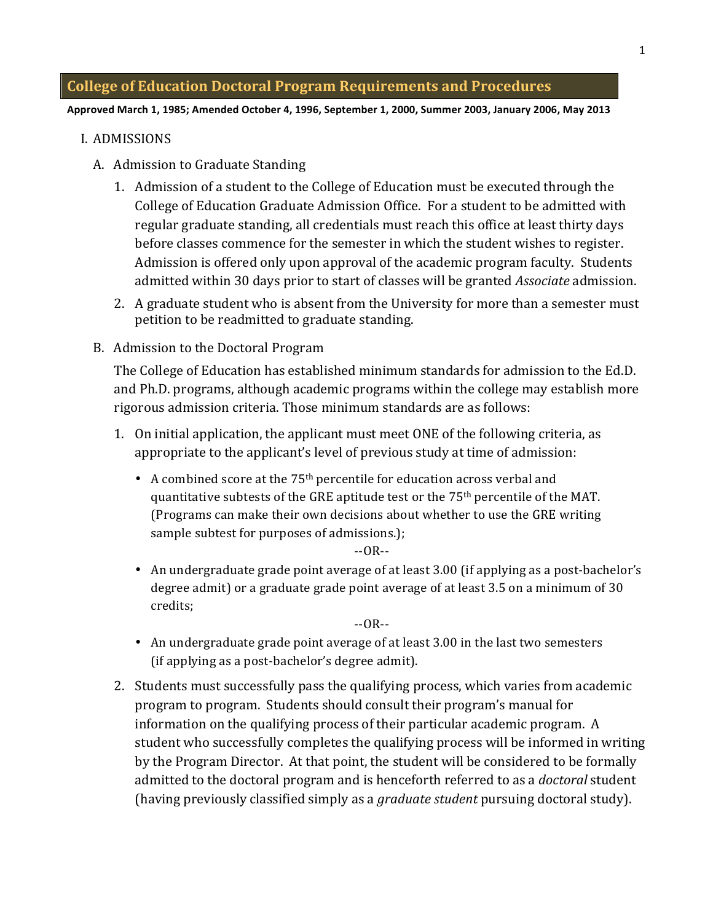# College of Education Doctoral Program Requirements and Procedures

**Approved March 1, 1985; Amended October 4, 1996, September 1, 2000, Summer 2003, January 2006, May 2013**

## I. ADMISSIONS

### A. Admission to Graduate Standing

1. Admission of a student to the College of Education must be executed through the College of Education Graduate Admission Office. For a student to be admitted with regular graduate standing, all credentials must reach this office at least thirty days before classes commence for the semester in which the student wishes to register. Admission is offered only upon approval of the academic program faculty. Students admitted within 30 days prior to start of classes will be granted *Associate* admission.
2. A graduate student who is absent from the University for more than a semester must petition to be readmitted to graduate standing.

### B. Admission to the Doctoral Program

The College of Education has established minimum standards for admission to the Ed.D. and Ph.D. programs, although academic programs within the college may establish more rigorous admission criteria. Those minimum standards are as follows:

1. On initial application, the applicant must meet ONE of the following criteria, as appropriate to the applicant's level of previous study at time of admission:
   - A combined score at the 75th percentile for education across verbal and quantitative subtests of the GRE aptitude test or the 75th percentile of the MAT. (Programs can make their own decisions about whether to use the GRE writing sample subtest for purposes of admissions.);

     --OR--
   - An undergraduate grade point average of at least 3.00 (if applying as a post-bachelor's degree admit) or a graduate grade point average of at least 3.5 on a minimum of 30 credits;

     --OR--
   - An undergraduate grade point average of at least 3.00 in the last two semesters (if applying as a post-bachelor's degree admit).
2. Students must successfully pass the qualifying process, which varies from academic program to program. Students should consult their program's manual for information on the qualifying process of their particular academic program. A student who successfully completes the qualifying process will be informed in writing by the Program Director. At that point, the student will be considered to be formally admitted to the doctoral program and is henceforth referred to as a *doctoral* student (having previously classified simply as a *graduate student* pursuing doctoral study).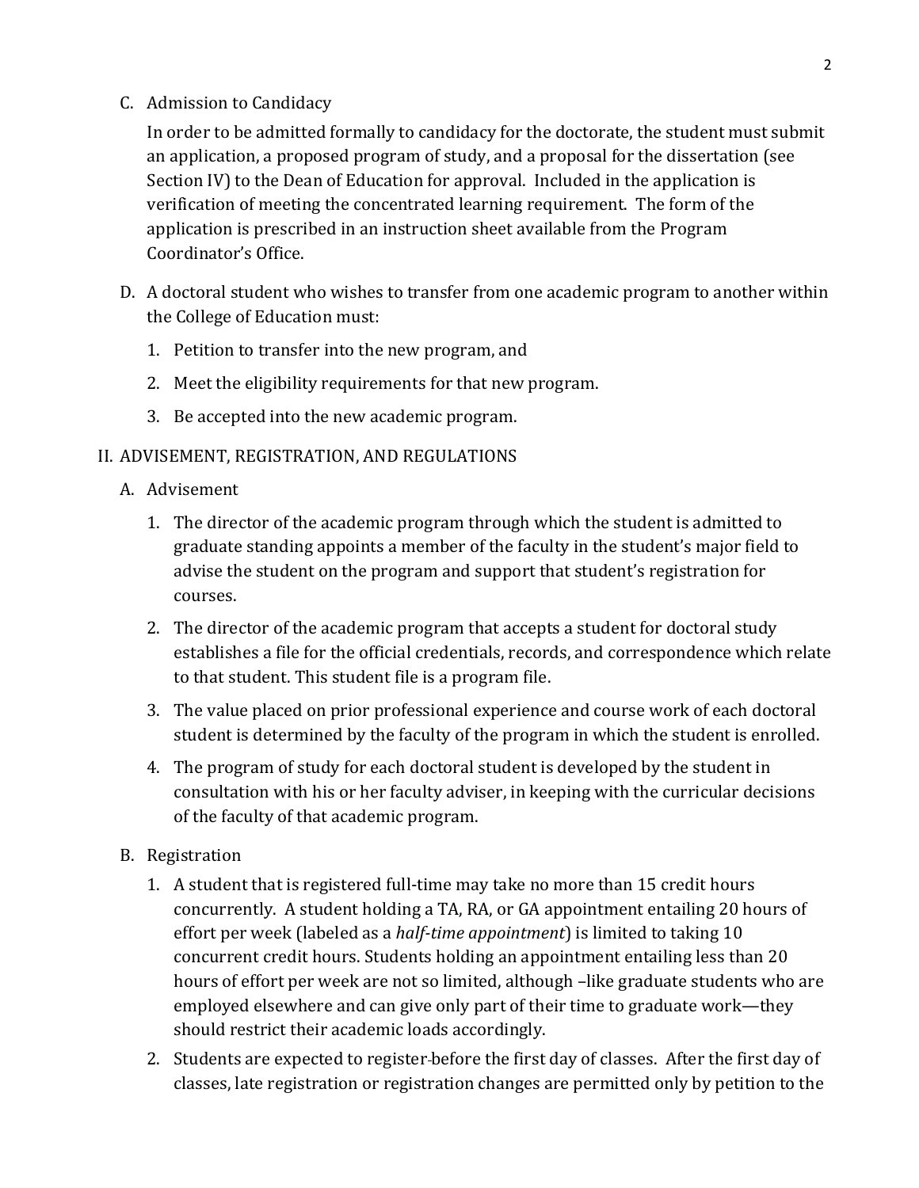C. Admission to Candidacy

In order to be admitted formally to candidacy for the doctorate, the student must submit an application, a proposed program of study, and a proposal for the dissertation (see Section IV) to the Dean of Education for approval. Included in the application is verification of meeting the concentrated learning requirement. The form of the application is prescribed in an instruction sheet available from the Program Coordinator's Office.

D. A doctoral student who wishes to transfer from one academic program to another within the College of Education must:

1. Petition to transfer into the new program, and
2. Meet the eligibility requirements for that new program.
3. Be accepted into the new academic program.

## II. ADVISEMENT, REGISTRATION, AND REGULATIONS

A. Advisement

1. The director of the academic program through which the student is admitted to graduate standing appoints a member of the faculty in the student's major field to advise the student on the program and support that student's registration for courses.
2. The director of the academic program that accepts a student for doctoral study establishes a file for the official credentials, records, and correspondence which relate to that student. This student file is a program file.
3. The value placed on prior professional experience and course work of each doctoral student is determined by the faculty of the program in which the student is enrolled.
4. The program of study for each doctoral student is developed by the student in consultation with his or her faculty adviser, in keeping with the curricular decisions of the faculty of that academic program.

B. Registration

1. A student that is registered full-time may take no more than 15 credit hours concurrently. A student holding a TA, RA, or GA appointment entailing 20 hours of effort per week (labeled as a *half-time appointment*) is limited to taking 10 concurrent credit hours. Students holding an appointment entailing less than 20 hours of effort per week are not so limited, although –like graduate students who are employed elsewhere and can give only part of their time to graduate work—they should restrict their academic loads accordingly.
2. Students are expected to register before the first day of classes. After the first day of classes, late registration or registration changes are permitted only by petition to the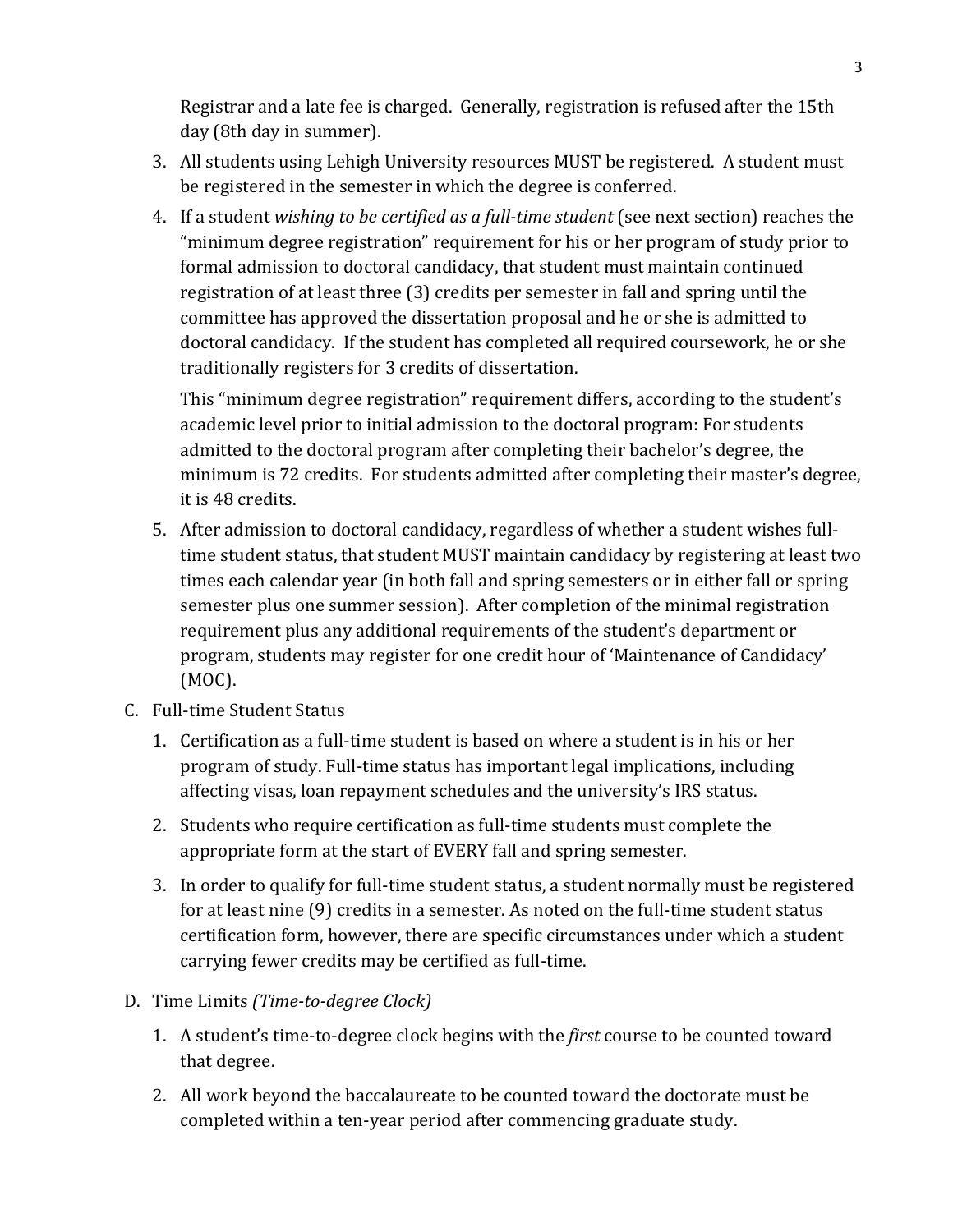Registrar and a late fee is charged. Generally, registration is refused after the 15th day (8th day in summer).

3. All students using Lehigh University resources MUST be registered. A student must be registered in the semester in which the degree is conferred.
4. If a student *wishing to be certified as a full-time student* (see next section) reaches the "minimum degree registration" requirement for his or her program of study prior to formal admission to doctoral candidacy, that student must maintain continued registration of at least three (3) credits per semester in fall and spring until the committee has approved the dissertation proposal and he or she is admitted to doctoral candidacy. If the student has completed all required coursework, he or she traditionally registers for 3 credits of dissertation.

   This "minimum degree registration" requirement differs, according to the student's academic level prior to initial admission to the doctoral program: For students admitted to the doctoral program after completing their bachelor's degree, the minimum is 72 credits. For students admitted after completing their master's degree, it is 48 credits.
5. After admission to doctoral candidacy, regardless of whether a student wishes full-time student status, that student MUST maintain candidacy by registering at least two times each calendar year (in both fall and spring semesters or in either fall or spring semester plus one summer session). After completion of the minimal registration requirement plus any additional requirements of the student's department or program, students may register for one credit hour of 'Maintenance of Candidacy' (MOC).

C. Full-time Student Status

1. Certification as a full-time student is based on where a student is in his or her program of study. Full-time status has important legal implications, including affecting visas, loan repayment schedules and the university's IRS status.
2. Students who require certification as full-time students must complete the appropriate form at the start of EVERY fall and spring semester.
3. In order to qualify for full-time student status, a student normally must be registered for at least nine (9) credits in a semester. As noted on the full-time student status certification form, however, there are specific circumstances under which a student carrying fewer credits may be certified as full-time.

D. Time Limits *(Time-to-degree Clock)*

1. A student's time-to-degree clock begins with the *first* course to be counted toward that degree.
2. All work beyond the baccalaureate to be counted toward the doctorate must be completed within a ten-year period after commencing graduate study.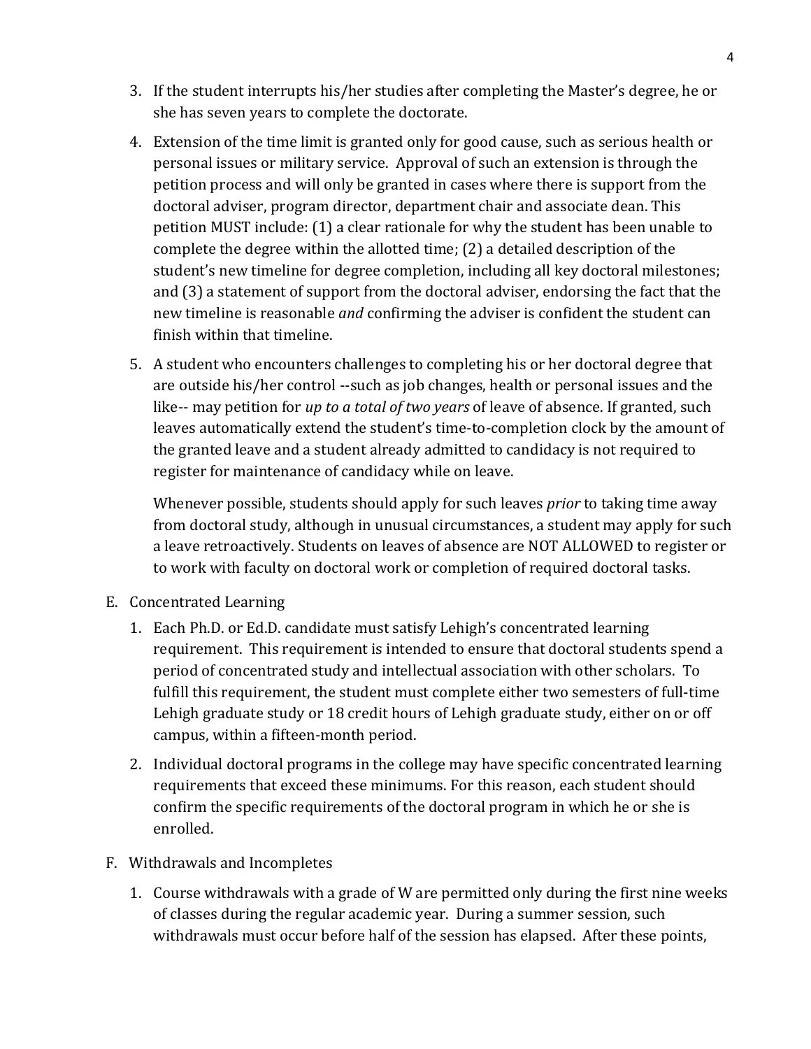3. If the student interrupts his/her studies after completing the Master's degree, he or she has seven years to complete the doctorate.

4. Extension of the time limit is granted only for good cause, such as serious health or personal issues or military service. Approval of such an extension is through the petition process and will only be granted in cases where there is support from the doctoral adviser, program director, department chair and associate dean. This petition MUST include: (1) a clear rationale for why the student has been unable to complete the degree within the allotted time; (2) a detailed description of the student's new timeline for degree completion, including all key doctoral milestones; and (3) a statement of support from the doctoral adviser, endorsing the fact that the new timeline is reasonable *and* confirming the adviser is confident the student can finish within that timeline.

5. A student who encounters challenges to completing his or her doctoral degree that are outside his/her control --such as job changes, health or personal issues and the like-- may petition for *up to a total of two years* of leave of absence. If granted, such leaves automatically extend the student's time-to-completion clock by the amount of the granted leave and a student already admitted to candidacy is not required to register for maintenance of candidacy while on leave.

   Whenever possible, students should apply for such leaves *prior* to taking time away from doctoral study, although in unusual circumstances, a student may apply for such a leave retroactively. Students on leaves of absence are NOT ALLOWED to register or to work with faculty on doctoral work or completion of required doctoral tasks.

E. Concentrated Learning

1. Each Ph.D. or Ed.D. candidate must satisfy Lehigh's concentrated learning requirement. This requirement is intended to ensure that doctoral students spend a period of concentrated study and intellectual association with other scholars. To fulfill this requirement, the student must complete either two semesters of full-time Lehigh graduate study or 18 credit hours of Lehigh graduate study, either on or off campus, within a fifteen-month period.

2. Individual doctoral programs in the college may have specific concentrated learning requirements that exceed these minimums. For this reason, each student should confirm the specific requirements of the doctoral program in which he or she is enrolled.

F. Withdrawals and Incompletes

1. Course withdrawals with a grade of W are permitted only during the first nine weeks of classes during the regular academic year. During a summer session, such withdrawals must occur before half of the session has elapsed. After these points,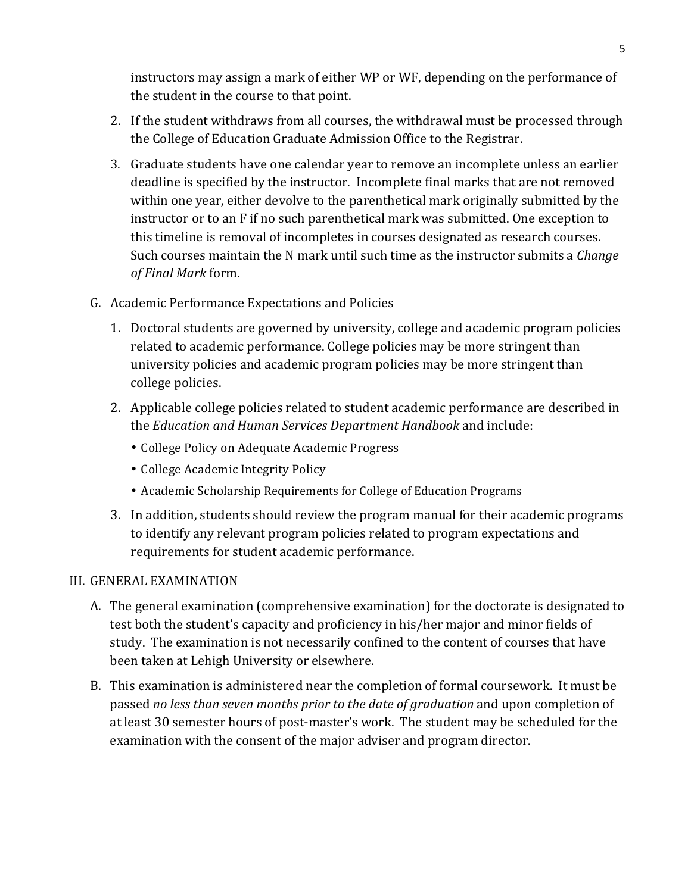instructors may assign a mark of either WP or WF, depending on the performance of the student in the course to that point.

2. If the student withdraws from all courses, the withdrawal must be processed through the College of Education Graduate Admission Office to the Registrar.

3. Graduate students have one calendar year to remove an incomplete unless an earlier deadline is specified by the instructor. Incomplete final marks that are not removed within one year, either devolve to the parenthetical mark originally submitted by the instructor or to an F if no such parenthetical mark was submitted. One exception to this timeline is removal of incompletes in courses designated as research courses. Such courses maintain the N mark until such time as the instructor submits a *Change of Final Mark* form.

G. Academic Performance Expectations and Policies

1. Doctoral students are governed by university, college and academic program policies related to academic performance. College policies may be more stringent than university policies and academic program policies may be more stringent than college policies.

2. Applicable college policies related to student academic performance are described in the *Education and Human Services Department Handbook* and include:
   - College Policy on Adequate Academic Progress
   - College Academic Integrity Policy
   - Academic Scholarship Requirements for College of Education Programs

3. In addition, students should review the program manual for their academic programs to identify any relevant program policies related to program expectations and requirements for student academic performance.

## III. GENERAL EXAMINATION

A. The general examination (comprehensive examination) for the doctorate is designated to test both the student's capacity and proficiency in his/her major and minor fields of study. The examination is not necessarily confined to the content of courses that have been taken at Lehigh University or elsewhere.

B. This examination is administered near the completion of formal coursework. It must be passed *no less than seven months prior to the date of graduation* and upon completion of at least 30 semester hours of post-master's work. The student may be scheduled for the examination with the consent of the major adviser and program director.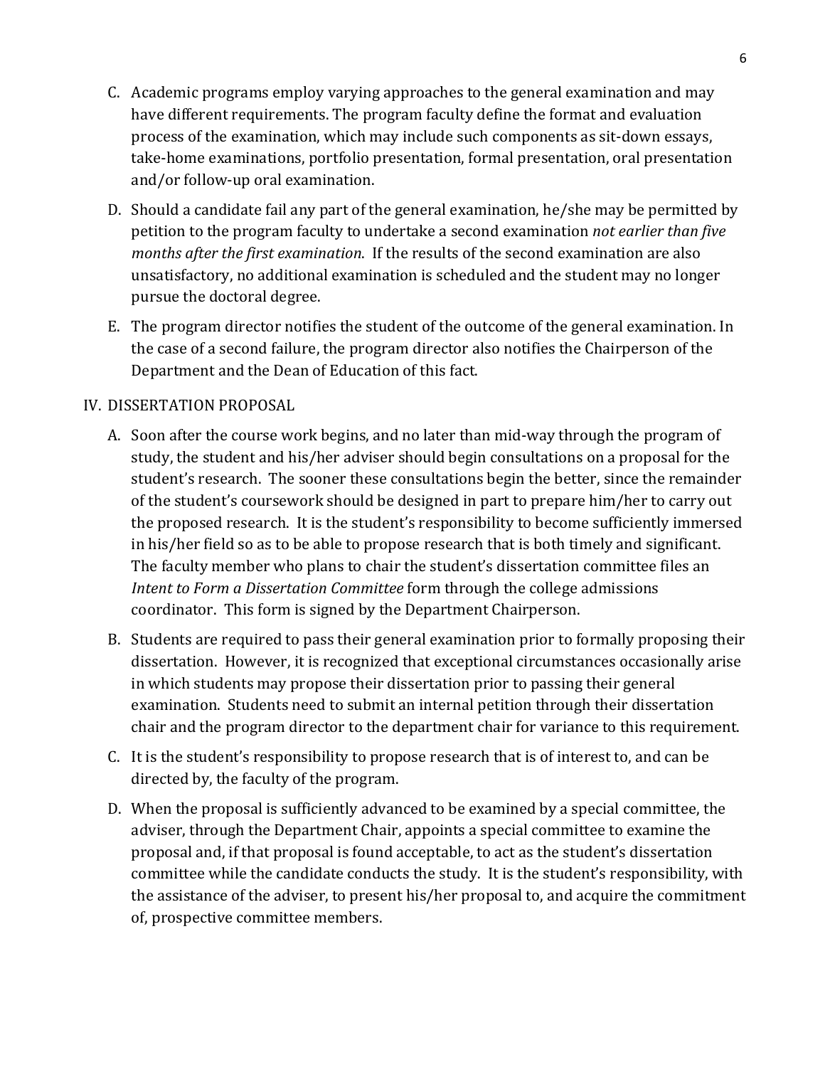C. Academic programs employ varying approaches to the general examination and may have different requirements. The program faculty define the format and evaluation process of the examination, which may include such components as sit-down essays, take-home examinations, portfolio presentation, formal presentation, oral presentation and/or follow-up oral examination.

D. Should a candidate fail any part of the general examination, he/she may be permitted by petition to the program faculty to undertake a second examination *not earlier than five months after the first examination*. If the results of the second examination are also unsatisfactory, no additional examination is scheduled and the student may no longer pursue the doctoral degree.

E. The program director notifies the student of the outcome of the general examination. In the case of a second failure, the program director also notifies the Chairperson of the Department and the Dean of Education of this fact.

## IV. DISSERTATION PROPOSAL

A. Soon after the course work begins, and no later than mid-way through the program of study, the student and his/her adviser should begin consultations on a proposal for the student's research. The sooner these consultations begin the better, since the remainder of the student's coursework should be designed in part to prepare him/her to carry out the proposed research. It is the student's responsibility to become sufficiently immersed in his/her field so as to be able to propose research that is both timely and significant. The faculty member who plans to chair the student's dissertation committee files an *Intent to Form a Dissertation Committee* form through the college admissions coordinator. This form is signed by the Department Chairperson.

B. Students are required to pass their general examination prior to formally proposing their dissertation. However, it is recognized that exceptional circumstances occasionally arise in which students may propose their dissertation prior to passing their general examination. Students need to submit an internal petition through their dissertation chair and the program director to the department chair for variance to this requirement.

C. It is the student's responsibility to propose research that is of interest to, and can be directed by, the faculty of the program.

D. When the proposal is sufficiently advanced to be examined by a special committee, the adviser, through the Department Chair, appoints a special committee to examine the proposal and, if that proposal is found acceptable, to act as the student's dissertation committee while the candidate conducts the study. It is the student's responsibility, with the assistance of the adviser, to present his/her proposal to, and acquire the commitment of, prospective committee members.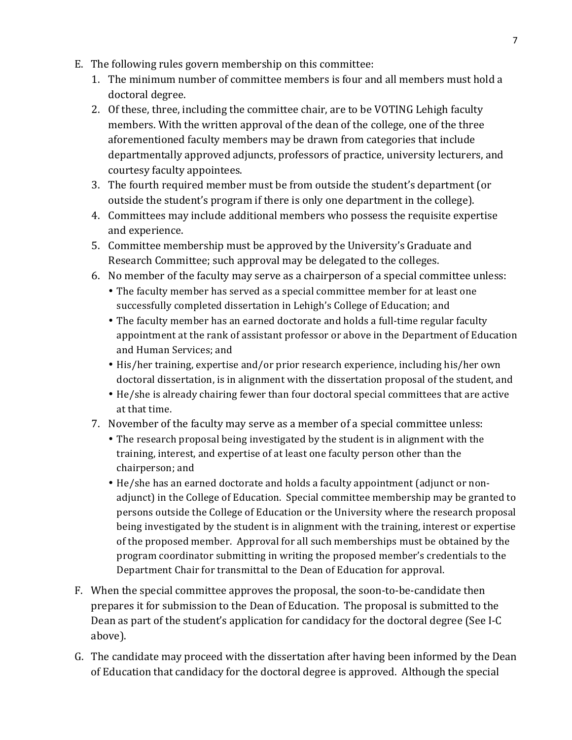E. The following rules govern membership on this committee:
   1. The minimum number of committee members is four and all members must hold a doctoral degree.
   2. Of these, three, including the committee chair, are to be VOTING Lehigh faculty members. With the written approval of the dean of the college, one of the three aforementioned faculty members may be drawn from categories that include departmentally approved adjuncts, professors of practice, university lecturers, and courtesy faculty appointees.
   3. The fourth required member must be from outside the student's department (or outside the student's program if there is only one department in the college).
   4. Committees may include additional members who possess the requisite expertise and experience.
   5. Committee membership must be approved by the University's Graduate and Research Committee; such approval may be delegated to the colleges.
   6. No member of the faculty may serve as a chairperson of a special committee unless:
      - The faculty member has served as a special committee member for at least one successfully completed dissertation in Lehigh's College of Education; and
      - The faculty member has an earned doctorate and holds a full-time regular faculty appointment at the rank of assistant professor or above in the Department of Education and Human Services; and
      - His/her training, expertise and/or prior research experience, including his/her own doctoral dissertation, is in alignment with the dissertation proposal of the student, and
      - He/she is already chairing fewer than four doctoral special committees that are active at that time.
   7. November of the faculty may serve as a member of a special committee unless:
      - The research proposal being investigated by the student is in alignment with the training, interest, and expertise of at least one faculty person other than the chairperson; and
      - He/she has an earned doctorate and holds a faculty appointment (adjunct or non-adjunct) in the College of Education. Special committee membership may be granted to persons outside the College of Education or the University where the research proposal being investigated by the student is in alignment with the training, interest or expertise of the proposed member. Approval for all such memberships must be obtained by the program coordinator submitting in writing the proposed member's credentials to the Department Chair for transmittal to the Dean of Education for approval.

F. When the special committee approves the proposal, the soon-to-be-candidate then prepares it for submission to the Dean of Education. The proposal is submitted to the Dean as part of the student's application for candidacy for the doctoral degree (See I-C above).

G. The candidate may proceed with the dissertation after having been informed by the Dean of Education that candidacy for the doctoral degree is approved. Although the special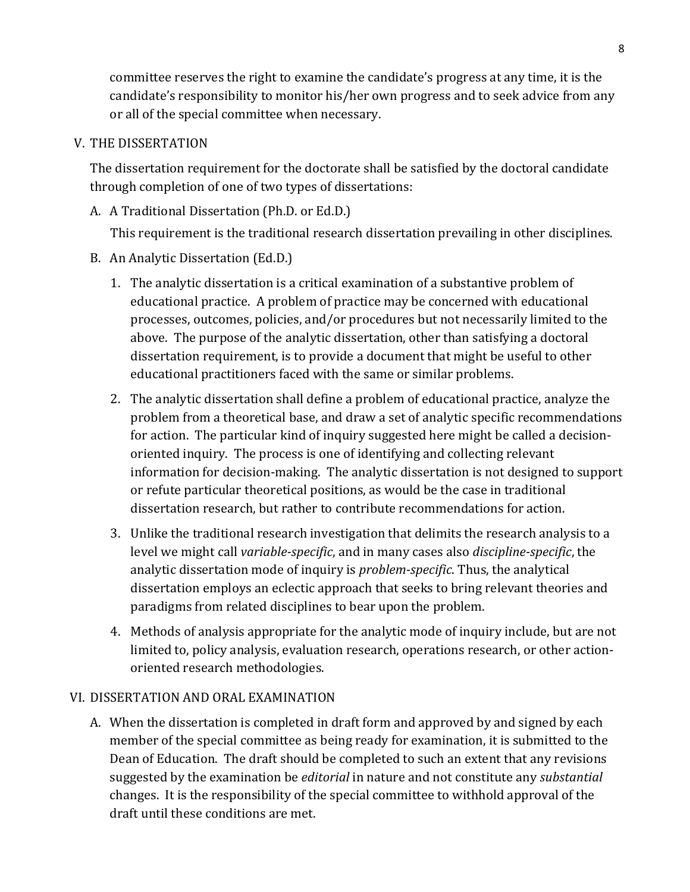committee reserves the right to examine the candidate's progress at any time, it is the candidate's responsibility to monitor his/her own progress and to seek advice from any or all of the special committee when necessary.

## V. THE DISSERTATION

The dissertation requirement for the doctorate shall be satisfied by the doctoral candidate through completion of one of two types of dissertations:

### A. A Traditional Dissertation (Ph.D. or Ed.D.)

This requirement is the traditional research dissertation prevailing in other disciplines.

### B. An Analytic Dissertation (Ed.D.)

1. The analytic dissertation is a critical examination of a substantive problem of educational practice. A problem of practice may be concerned with educational processes, outcomes, policies, and/or procedures but not necessarily limited to the above. The purpose of the analytic dissertation, other than satisfying a doctoral dissertation requirement, is to provide a document that might be useful to other educational practitioners faced with the same or similar problems.
2. The analytic dissertation shall define a problem of educational practice, analyze the problem from a theoretical base, and draw a set of analytic specific recommendations for action. The particular kind of inquiry suggested here might be called a decision-oriented inquiry. The process is one of identifying and collecting relevant information for decision-making. The analytic dissertation is not designed to support or refute particular theoretical positions, as would be the case in traditional dissertation research, but rather to contribute recommendations for action.
3. Unlike the traditional research investigation that delimits the research analysis to a level we might call *variable-specific*, and in many cases also *discipline-specific*, the analytic dissertation mode of inquiry is *problem-specific*. Thus, the analytical dissertation employs an eclectic approach that seeks to bring relevant theories and paradigms from related disciplines to bear upon the problem.
4. Methods of analysis appropriate for the analytic mode of inquiry include, but are not limited to, policy analysis, evaluation research, operations research, or other action-oriented research methodologies.

## VI. DISSERTATION AND ORAL EXAMINATION

A. When the dissertation is completed in draft form and approved by and signed by each member of the special committee as being ready for examination, it is submitted to the Dean of Education. The draft should be completed to such an extent that any revisions suggested by the examination be *editorial* in nature and not constitute any *substantial* changes. It is the responsibility of the special committee to withhold approval of the draft until these conditions are met.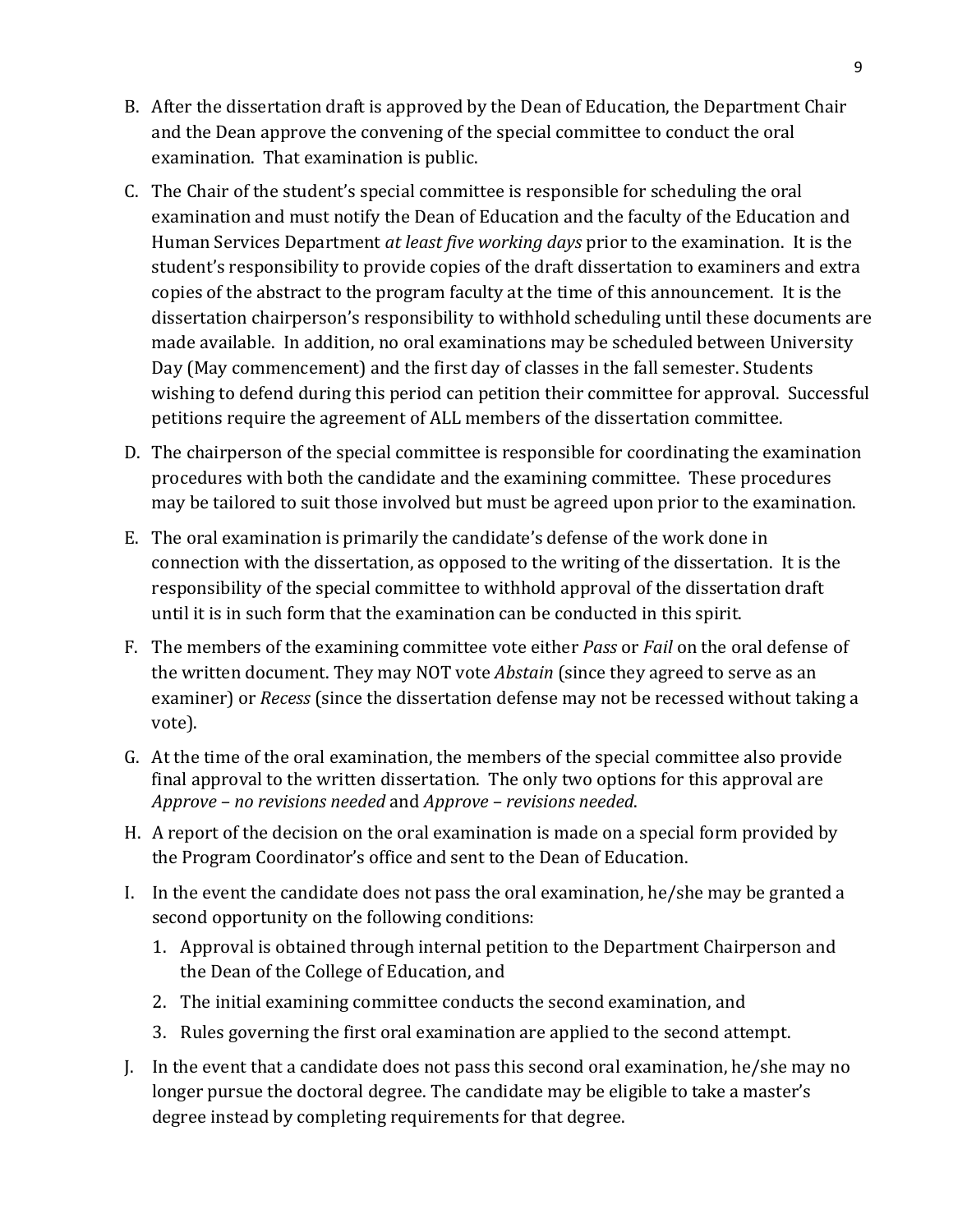B. After the dissertation draft is approved by the Dean of Education, the Department Chair and the Dean approve the convening of the special committee to conduct the oral examination. That examination is public.

C. The Chair of the student's special committee is responsible for scheduling the oral examination and must notify the Dean of Education and the faculty of the Education and Human Services Department *at least five working days* prior to the examination. It is the student's responsibility to provide copies of the draft dissertation to examiners and extra copies of the abstract to the program faculty at the time of this announcement. It is the dissertation chairperson's responsibility to withhold scheduling until these documents are made available. In addition, no oral examinations may be scheduled between University Day (May commencement) and the first day of classes in the fall semester. Students wishing to defend during this period can petition their committee for approval. Successful petitions require the agreement of ALL members of the dissertation committee.

D. The chairperson of the special committee is responsible for coordinating the examination procedures with both the candidate and the examining committee. These procedures may be tailored to suit those involved but must be agreed upon prior to the examination.

E. The oral examination is primarily the candidate's defense of the work done in connection with the dissertation, as opposed to the writing of the dissertation. It is the responsibility of the special committee to withhold approval of the dissertation draft until it is in such form that the examination can be conducted in this spirit.

F. The members of the examining committee vote either *Pass* or *Fail* on the oral defense of the written document. They may NOT vote *Abstain* (since they agreed to serve as an examiner) or *Recess* (since the dissertation defense may not be recessed without taking a vote).

G. At the time of the oral examination, the members of the special committee also provide final approval to the written dissertation. The only two options for this approval are *Approve – no revisions needed* and *Approve – revisions needed*.

H. A report of the decision on the oral examination is made on a special form provided by the Program Coordinator's office and sent to the Dean of Education.

I. In the event the candidate does not pass the oral examination, he/she may be granted a second opportunity on the following conditions:
   1. Approval is obtained through internal petition to the Department Chairperson and the Dean of the College of Education, and
   2. The initial examining committee conducts the second examination, and
   3. Rules governing the first oral examination are applied to the second attempt.

J. In the event that a candidate does not pass this second oral examination, he/she may no longer pursue the doctoral degree. The candidate may be eligible to take a master's degree instead by completing requirements for that degree.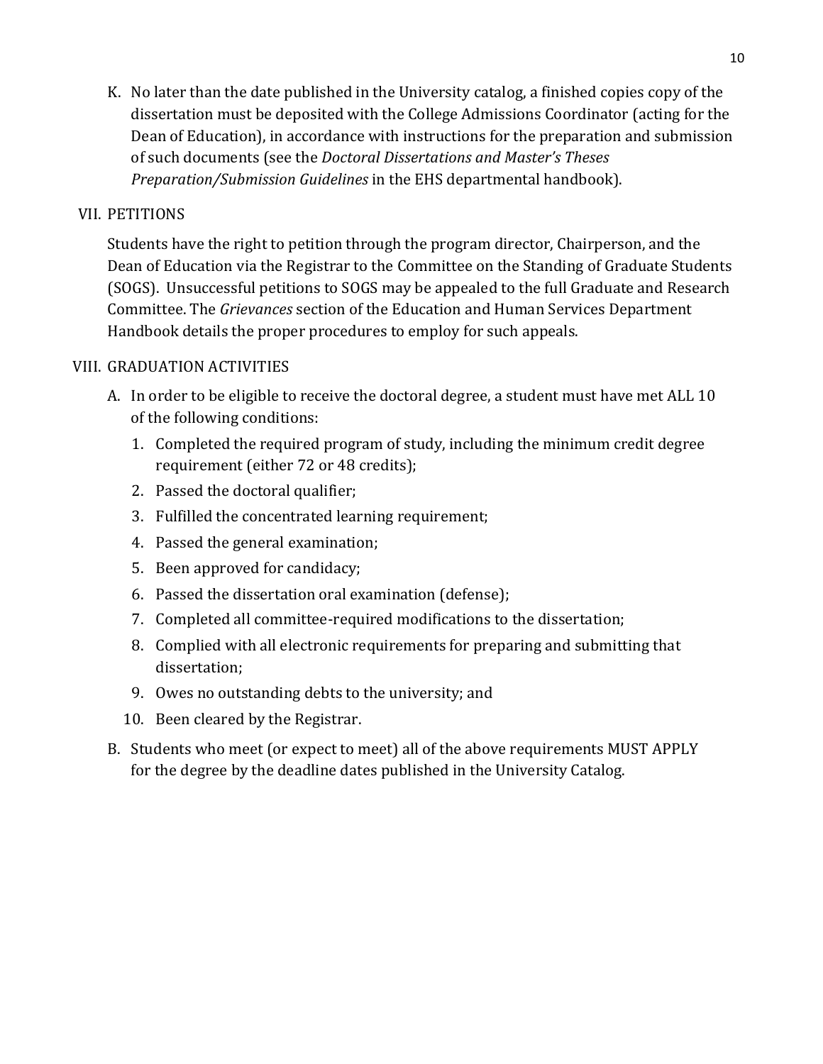K. No later than the date published in the University catalog, a finished copies copy of the dissertation must be deposited with the College Admissions Coordinator (acting for the Dean of Education), in accordance with instructions for the preparation and submission of such documents (see the *Doctoral Dissertations and Master's Theses Preparation/Submission Guidelines* in the EHS departmental handbook).

## VII. PETITIONS

Students have the right to petition through the program director, Chairperson, and the Dean of Education via the Registrar to the Committee on the Standing of Graduate Students (SOGS). Unsuccessful petitions to SOGS may be appealed to the full Graduate and Research Committee. The *Grievances* section of the Education and Human Services Department Handbook details the proper procedures to employ for such appeals.

## VIII. GRADUATION ACTIVITIES

A. In order to be eligible to receive the doctoral degree, a student must have met ALL 10 of the following conditions:

1. Completed the required program of study, including the minimum credit degree requirement (either 72 or 48 credits);
2. Passed the doctoral qualifier;
3. Fulfilled the concentrated learning requirement;
4. Passed the general examination;
5. Been approved for candidacy;
6. Passed the dissertation oral examination (defense);
7. Completed all committee-required modifications to the dissertation;
8. Complied with all electronic requirements for preparing and submitting that dissertation;
9. Owes no outstanding debts to the university; and
10. Been cleared by the Registrar.

B. Students who meet (or expect to meet) all of the above requirements MUST APPLY for the degree by the deadline dates published in the University Catalog.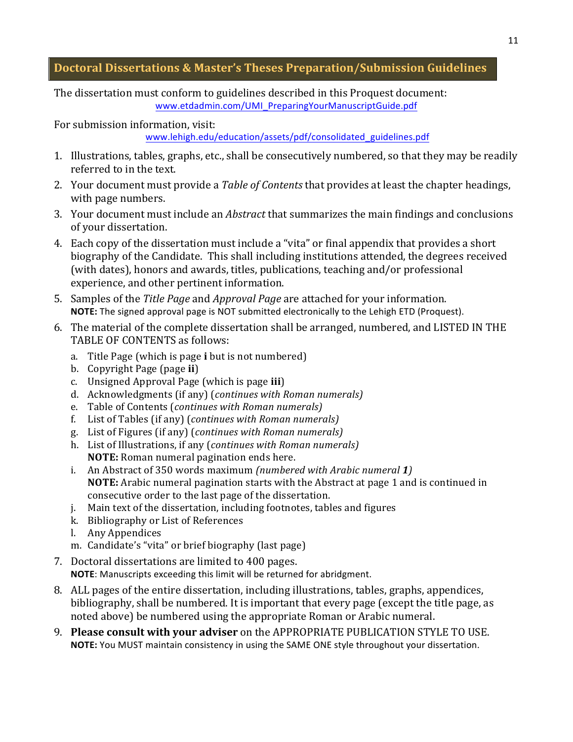## Doctoral Dissertations & Master's Theses Preparation/Submission Guidelines

The dissertation must conform to guidelines described in this Proquest document:
www.etdadmin.com/UMI_PreparingYourManuscriptGuide.pdf

For submission information, visit:
www.lehigh.edu/education/assets/pdf/consolidated_guidelines.pdf

1. Illustrations, tables, graphs, etc., shall be consecutively numbered, so that they may be readily referred to in the text.
2. Your document must provide a *Table of Contents* that provides at least the chapter headings, with page numbers.
3. Your document must include an *Abstract* that summarizes the main findings and conclusions of your dissertation.
4. Each copy of the dissertation must include a "vita" or final appendix that provides a short biography of the Candidate. This shall including institutions attended, the degrees received (with dates), honors and awards, titles, publications, teaching and/or professional experience, and other pertinent information.
5. Samples of the *Title Page* and *Approval Page* are attached for your information.
   **NOTE:** The signed approval page is NOT submitted electronically to the Lehigh ETD (Proquest).
6. The material of the complete dissertation shall be arranged, numbered, and LISTED IN THE TABLE OF CONTENTS as follows:
   a. Title Page (which is page **i** but is not numbered)
   b. Copyright Page (page **ii**)
   c. Unsigned Approval Page (which is page **iii**)
   d. Acknowledgments (if any) (*continues with Roman numerals)*
   e. Table of Contents (*continues with Roman numerals)*
   f. List of Tables (if any) (*continues with Roman numerals)*
   g. List of Figures (if any) (*continues with Roman numerals)*
   h. List of Illustrations, if any (*continues with Roman numerals)*
      **NOTE:** Roman numeral pagination ends here.
   i. An Abstract of 350 words maximum *(numbered with Arabic numeral **1**)*
      **NOTE:** Arabic numeral pagination starts with the Abstract at page 1 and is continued in consecutive order to the last page of the dissertation.
   j. Main text of the dissertation, including footnotes, tables and figures
   k. Bibliography or List of References
   l. Any Appendices
   m. Candidate's "vita" or brief biography (last page)
7. Doctoral dissertations are limited to 400 pages.
   **NOTE**: Manuscripts exceeding this limit will be returned for abridgment.
8. ALL pages of the entire dissertation, including illustrations, tables, graphs, appendices, bibliography, shall be numbered. It is important that every page (except the title page, as noted above) be numbered using the appropriate Roman or Arabic numeral.
9. **Please consult with your adviser** on the APPROPRIATE PUBLICATION STYLE TO USE.
   **NOTE:** You MUST maintain consistency in using the SAME ONE style throughout your dissertation.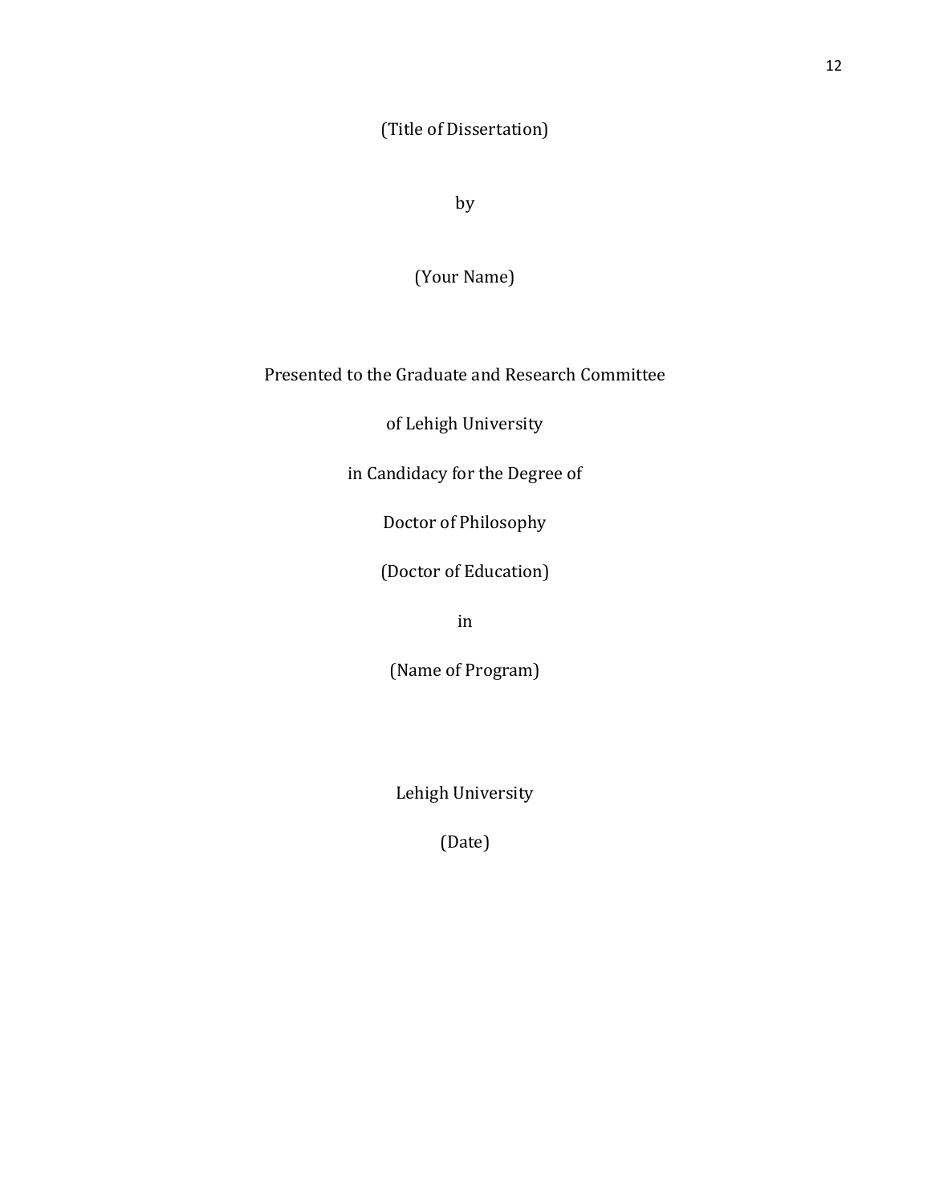(Title of Dissertation)

by

(Your Name)

Presented to the Graduate and Research Committee

of Lehigh University

in Candidacy for the Degree of

Doctor of Philosophy

(Doctor of Education)

in

(Name of Program)

Lehigh University

(Date)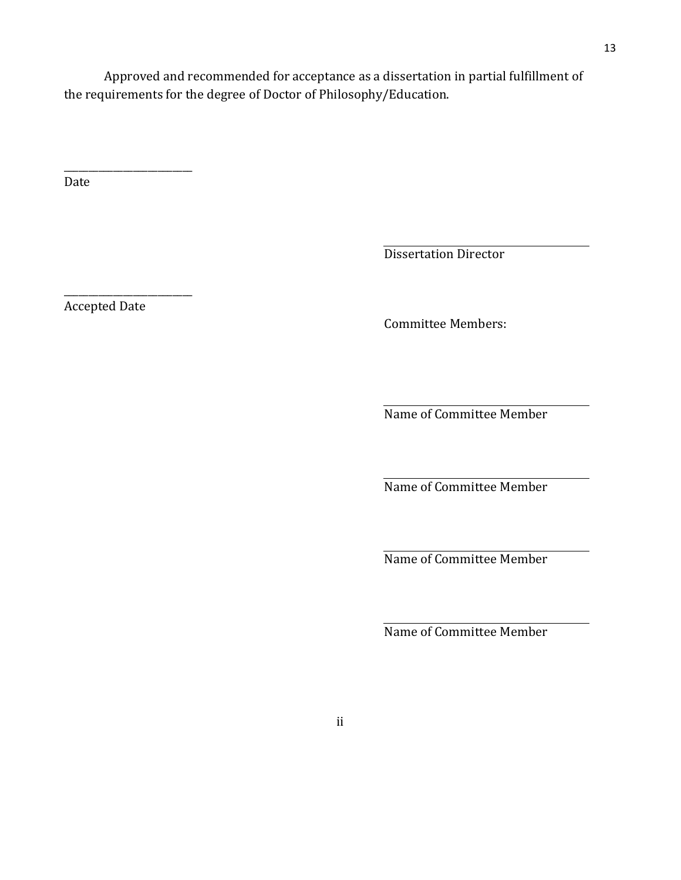Approved and recommended for acceptance as a dissertation in partial fulfillment of the requirements for the degree of Doctor of Philosophy/Education.

________________________
Date

________________________
Dissertation Director

________________________
Accepted Date

Committee Members:

________________________
Name of Committee Member

________________________
Name of Committee Member

________________________
Name of Committee Member

________________________
Name of Committee Member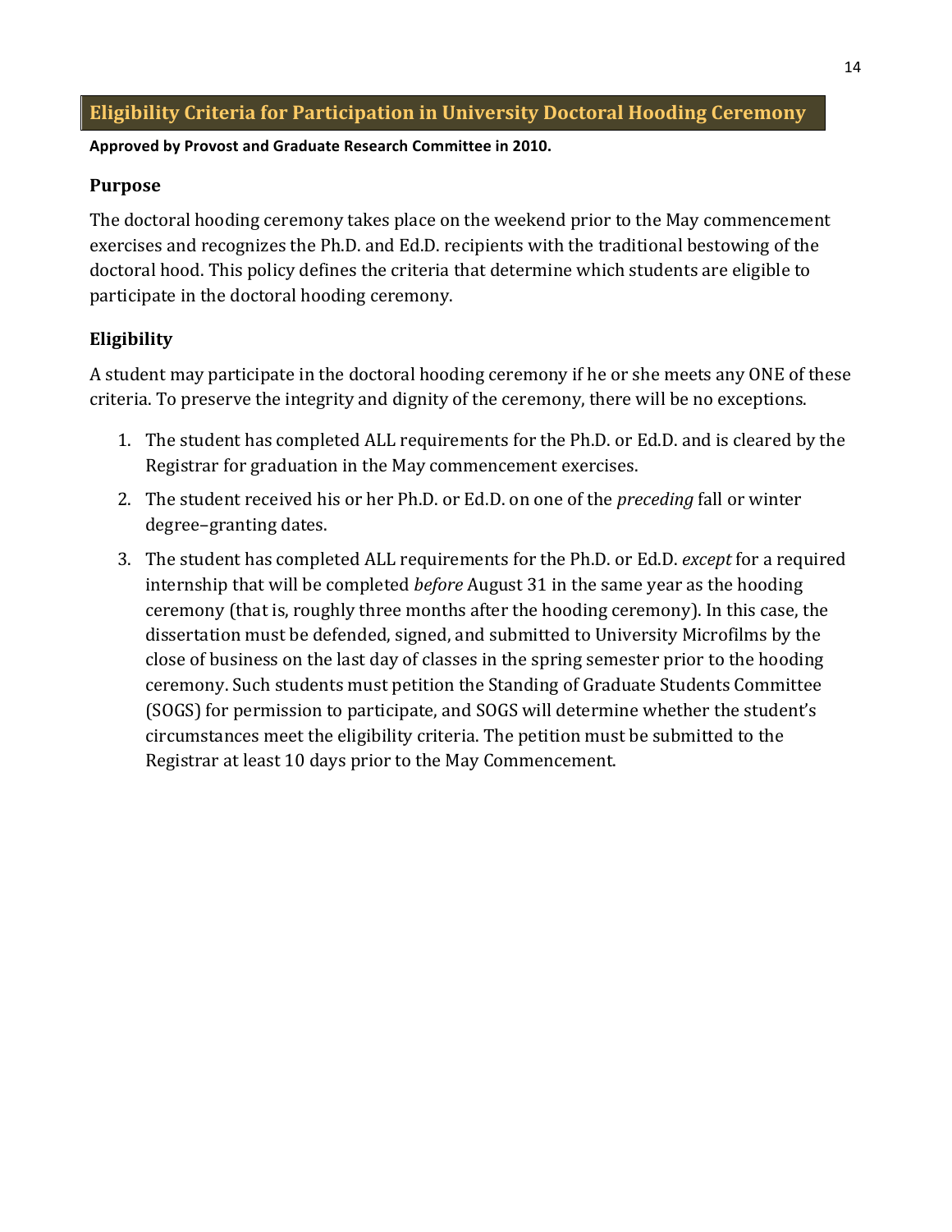## Eligibility Criteria for Participation in University Doctoral Hooding Ceremony

**Approved by Provost and Graduate Research Committee in 2010.**

### Purpose

The doctoral hooding ceremony takes place on the weekend prior to the May commencement exercises and recognizes the Ph.D. and Ed.D. recipients with the traditional bestowing of the doctoral hood. This policy defines the criteria that determine which students are eligible to participate in the doctoral hooding ceremony.

### Eligibility

A student may participate in the doctoral hooding ceremony if he or she meets any ONE of these criteria. To preserve the integrity and dignity of the ceremony, there will be no exceptions.

1. The student has completed ALL requirements for the Ph.D. or Ed.D. and is cleared by the Registrar for graduation in the May commencement exercises.
2. The student received his or her Ph.D. or Ed.D. on one of the *preceding* fall or winter degree–granting dates.
3. The student has completed ALL requirements for the Ph.D. or Ed.D. *except* for a required internship that will be completed *before* August 31 in the same year as the hooding ceremony (that is, roughly three months after the hooding ceremony). In this case, the dissertation must be defended, signed, and submitted to University Microfilms by the close of business on the last day of classes in the spring semester prior to the hooding ceremony. Such students must petition the Standing of Graduate Students Committee (SOGS) for permission to participate, and SOGS will determine whether the student's circumstances meet the eligibility criteria. The petition must be submitted to the Registrar at least 10 days prior to the May Commencement.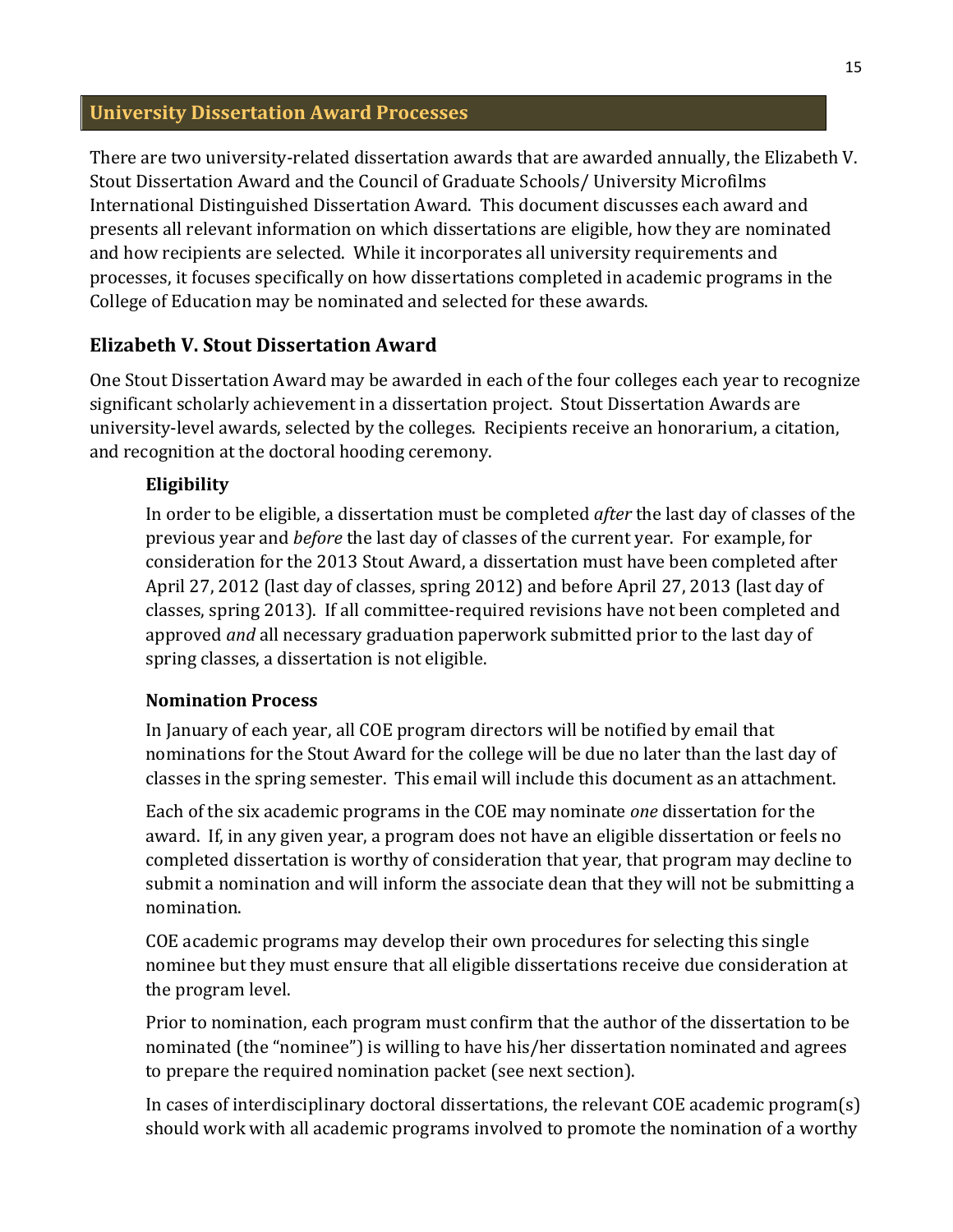## University Dissertation Award Processes

There are two university-related dissertation awards that are awarded annually, the Elizabeth V. Stout Dissertation Award and the Council of Graduate Schools/ University Microfilms International Distinguished Dissertation Award. This document discusses each award and presents all relevant information on which dissertations are eligible, how they are nominated and how recipients are selected. While it incorporates all university requirements and processes, it focuses specifically on how dissertations completed in academic programs in the College of Education may be nominated and selected for these awards.

### Elizabeth V. Stout Dissertation Award

One Stout Dissertation Award may be awarded in each of the four colleges each year to recognize significant scholarly achievement in a dissertation project. Stout Dissertation Awards are university-level awards, selected by the colleges. Recipients receive an honorarium, a citation, and recognition at the doctoral hooding ceremony.

#### Eligibility

In order to be eligible, a dissertation must be completed *after* the last day of classes of the previous year and *before* the last day of classes of the current year. For example, for consideration for the 2013 Stout Award, a dissertation must have been completed after April 27, 2012 (last day of classes, spring 2012) and before April 27, 2013 (last day of classes, spring 2013). If all committee-required revisions have not been completed and approved *and* all necessary graduation paperwork submitted prior to the last day of spring classes, a dissertation is not eligible.

#### Nomination Process

In January of each year, all COE program directors will be notified by email that nominations for the Stout Award for the college will be due no later than the last day of classes in the spring semester. This email will include this document as an attachment.

Each of the six academic programs in the COE may nominate *one* dissertation for the award. If, in any given year, a program does not have an eligible dissertation or feels no completed dissertation is worthy of consideration that year, that program may decline to submit a nomination and will inform the associate dean that they will not be submitting a nomination.

COE academic programs may develop their own procedures for selecting this single nominee but they must ensure that all eligible dissertations receive due consideration at the program level.

Prior to nomination, each program must confirm that the author of the dissertation to be nominated (the "nominee") is willing to have his/her dissertation nominated and agrees to prepare the required nomination packet (see next section).

In cases of interdisciplinary doctoral dissertations, the relevant COE academic program(s) should work with all academic programs involved to promote the nomination of a worthy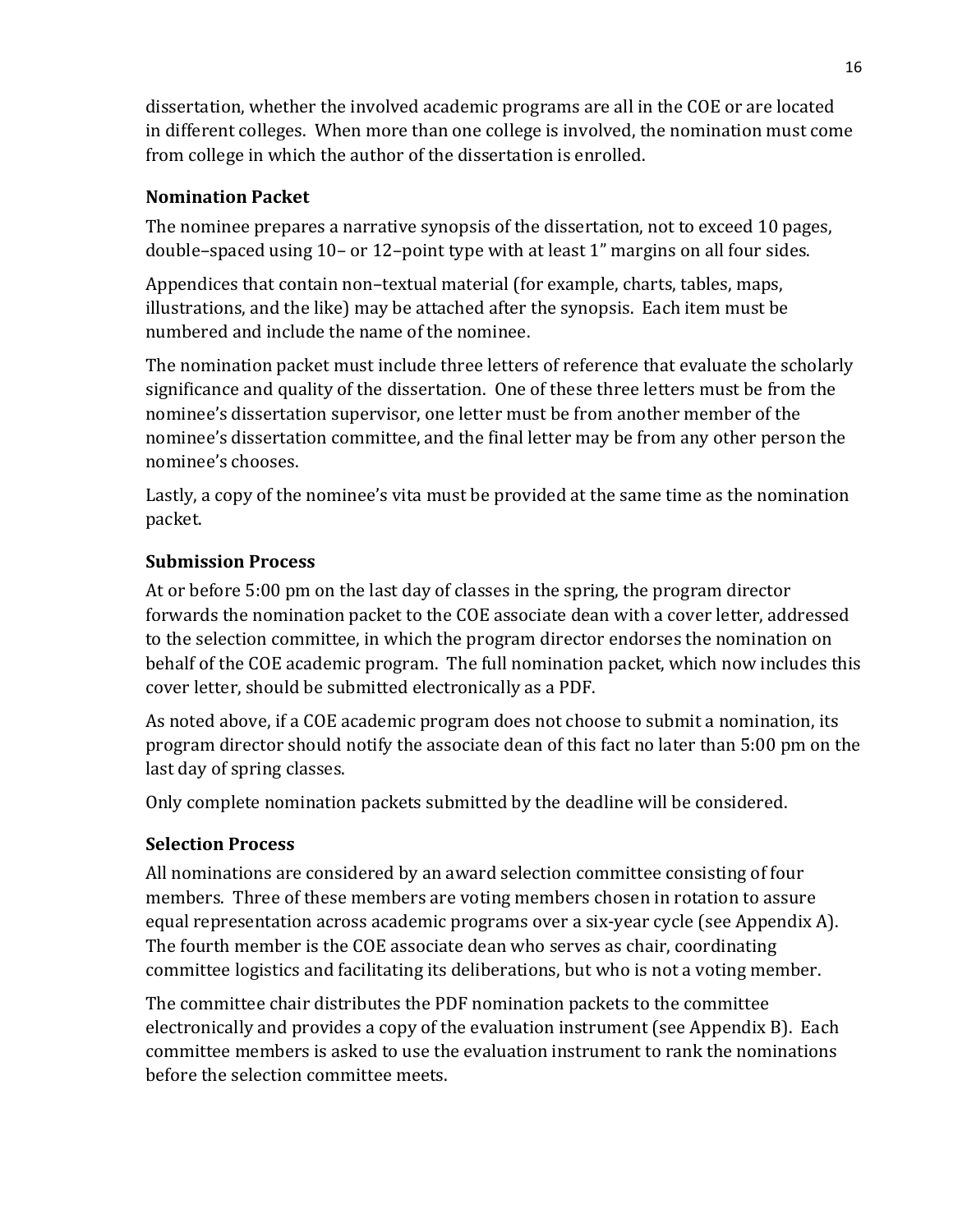dissertation, whether the involved academic programs are all in the COE or are located in different colleges. When more than one college is involved, the nomination must come from college in which the author of the dissertation is enrolled.

### Nomination Packet

The nominee prepares a narrative synopsis of the dissertation, not to exceed 10 pages, double–spaced using 10– or 12–point type with at least 1" margins on all four sides.

Appendices that contain non–textual material (for example, charts, tables, maps, illustrations, and the like) may be attached after the synopsis. Each item must be numbered and include the name of the nominee.

The nomination packet must include three letters of reference that evaluate the scholarly significance and quality of the dissertation. One of these three letters must be from the nominee's dissertation supervisor, one letter must be from another member of the nominee's dissertation committee, and the final letter may be from any other person the nominee's chooses.

Lastly, a copy of the nominee's vita must be provided at the same time as the nomination packet.

### Submission Process

At or before 5:00 pm on the last day of classes in the spring, the program director forwards the nomination packet to the COE associate dean with a cover letter, addressed to the selection committee, in which the program director endorses the nomination on behalf of the COE academic program. The full nomination packet, which now includes this cover letter, should be submitted electronically as a PDF.

As noted above, if a COE academic program does not choose to submit a nomination, its program director should notify the associate dean of this fact no later than 5:00 pm on the last day of spring classes.

Only complete nomination packets submitted by the deadline will be considered.

### Selection Process

All nominations are considered by an award selection committee consisting of four members. Three of these members are voting members chosen in rotation to assure equal representation across academic programs over a six-year cycle (see Appendix A). The fourth member is the COE associate dean who serves as chair, coordinating committee logistics and facilitating its deliberations, but who is not a voting member.

The committee chair distributes the PDF nomination packets to the committee electronically and provides a copy of the evaluation instrument (see Appendix B). Each committee members is asked to use the evaluation instrument to rank the nominations before the selection committee meets.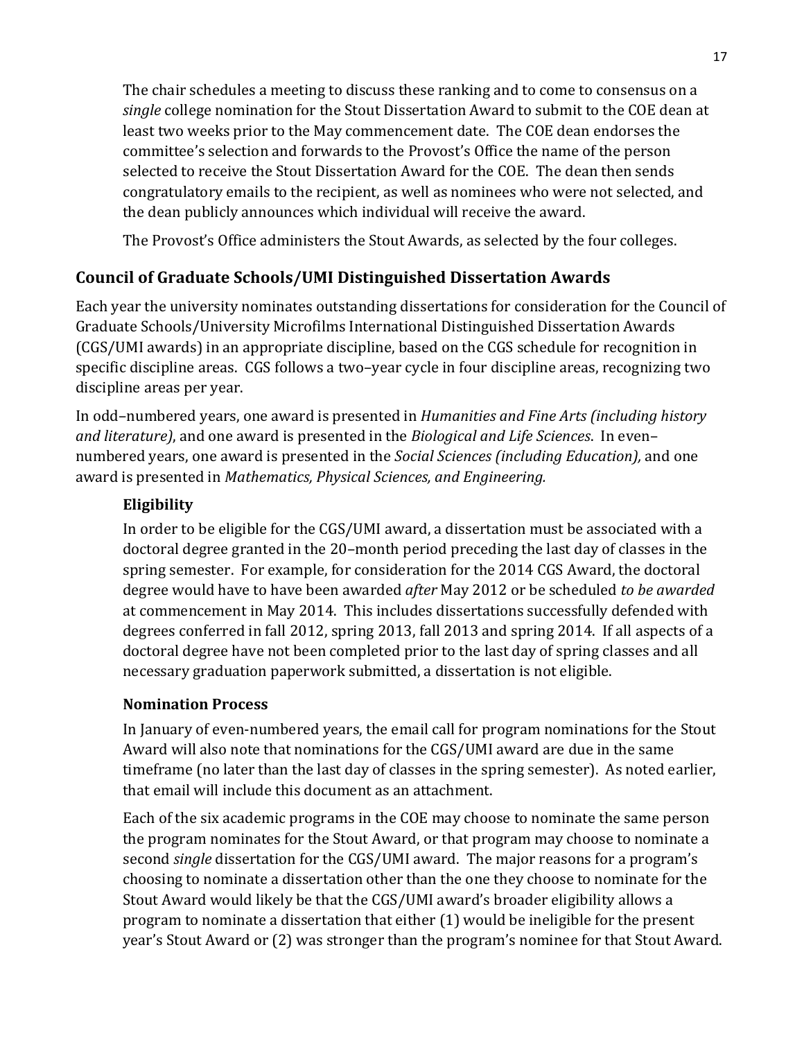The chair schedules a meeting to discuss these ranking and to come to consensus on a *single* college nomination for the Stout Dissertation Award to submit to the COE dean at least two weeks prior to the May commencement date. The COE dean endorses the committee's selection and forwards to the Provost's Office the name of the person selected to receive the Stout Dissertation Award for the COE. The dean then sends congratulatory emails to the recipient, as well as nominees who were not selected, and the dean publicly announces which individual will receive the award.

The Provost's Office administers the Stout Awards, as selected by the four colleges.

## Council of Graduate Schools/UMI Distinguished Dissertation Awards

Each year the university nominates outstanding dissertations for consideration for the Council of Graduate Schools/University Microfilms International Distinguished Dissertation Awards (CGS/UMI awards) in an appropriate discipline, based on the CGS schedule for recognition in specific discipline areas. CGS follows a two–year cycle in four discipline areas, recognizing two discipline areas per year.

In odd–numbered years, one award is presented in *Humanities and Fine Arts (including history and literature)*, and one award is presented in the *Biological and Life Sciences*. In even–numbered years, one award is presented in the *Social Sciences (including Education),* and one award is presented in *Mathematics, Physical Sciences, and Engineering.*

### Eligibility

In order to be eligible for the CGS/UMI award, a dissertation must be associated with a doctoral degree granted in the 20–month period preceding the last day of classes in the spring semester. For example, for consideration for the 2014 CGS Award, the doctoral degree would have to have been awarded *after* May 2012 or be scheduled *to be awarded* at commencement in May 2014. This includes dissertations successfully defended with degrees conferred in fall 2012, spring 2013, fall 2013 and spring 2014. If all aspects of a doctoral degree have not been completed prior to the last day of spring classes and all necessary graduation paperwork submitted, a dissertation is not eligible.

### Nomination Process

In January of even-numbered years, the email call for program nominations for the Stout Award will also note that nominations for the CGS/UMI award are due in the same timeframe (no later than the last day of classes in the spring semester). As noted earlier, that email will include this document as an attachment.

Each of the six academic programs in the COE may choose to nominate the same person the program nominates for the Stout Award, or that program may choose to nominate a second *single* dissertation for the CGS/UMI award. The major reasons for a program's choosing to nominate a dissertation other than the one they choose to nominate for the Stout Award would likely be that the CGS/UMI award's broader eligibility allows a program to nominate a dissertation that either (1) would be ineligible for the present year's Stout Award or (2) was stronger than the program's nominee for that Stout Award.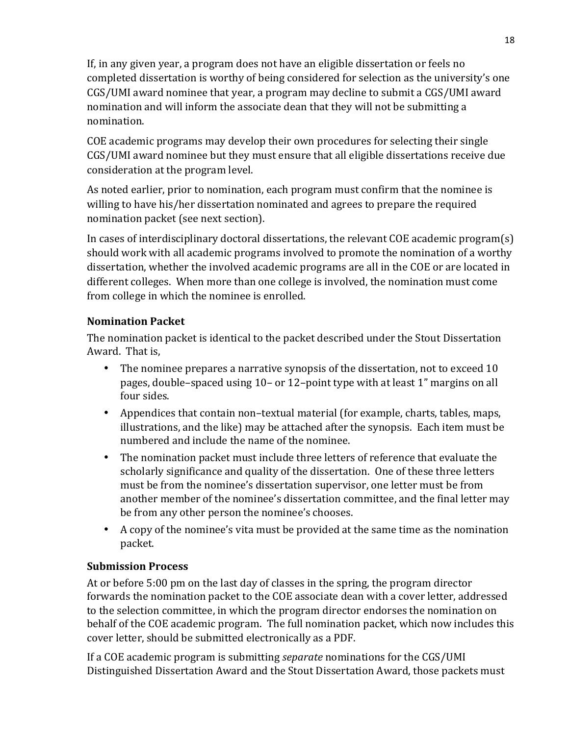If, in any given year, a program does not have an eligible dissertation or feels no completed dissertation is worthy of being considered for selection as the university's one CGS/UMI award nominee that year, a program may decline to submit a CGS/UMI award nomination and will inform the associate dean that they will not be submitting a nomination.

COE academic programs may develop their own procedures for selecting their single CGS/UMI award nominee but they must ensure that all eligible dissertations receive due consideration at the program level.

As noted earlier, prior to nomination, each program must confirm that the nominee is willing to have his/her dissertation nominated and agrees to prepare the required nomination packet (see next section).

In cases of interdisciplinary doctoral dissertations, the relevant COE academic program(s) should work with all academic programs involved to promote the nomination of a worthy dissertation, whether the involved academic programs are all in the COE or are located in different colleges. When more than one college is involved, the nomination must come from college in which the nominee is enrolled.

### Nomination Packet

The nomination packet is identical to the packet described under the Stout Dissertation Award. That is,

- The nominee prepares a narrative synopsis of the dissertation, not to exceed 10 pages, double–spaced using 10– or 12–point type with at least 1" margins on all four sides.
- Appendices that contain non–textual material (for example, charts, tables, maps, illustrations, and the like) may be attached after the synopsis. Each item must be numbered and include the name of the nominee.
- The nomination packet must include three letters of reference that evaluate the scholarly significance and quality of the dissertation. One of these three letters must be from the nominee's dissertation supervisor, one letter must be from another member of the nominee's dissertation committee, and the final letter may be from any other person the nominee's chooses.
- A copy of the nominee's vita must be provided at the same time as the nomination packet.

### Submission Process

At or before 5:00 pm on the last day of classes in the spring, the program director forwards the nomination packet to the COE associate dean with a cover letter, addressed to the selection committee, in which the program director endorses the nomination on behalf of the COE academic program. The full nomination packet, which now includes this cover letter, should be submitted electronically as a PDF.

If a COE academic program is submitting *separate* nominations for the CGS/UMI Distinguished Dissertation Award and the Stout Dissertation Award, those packets must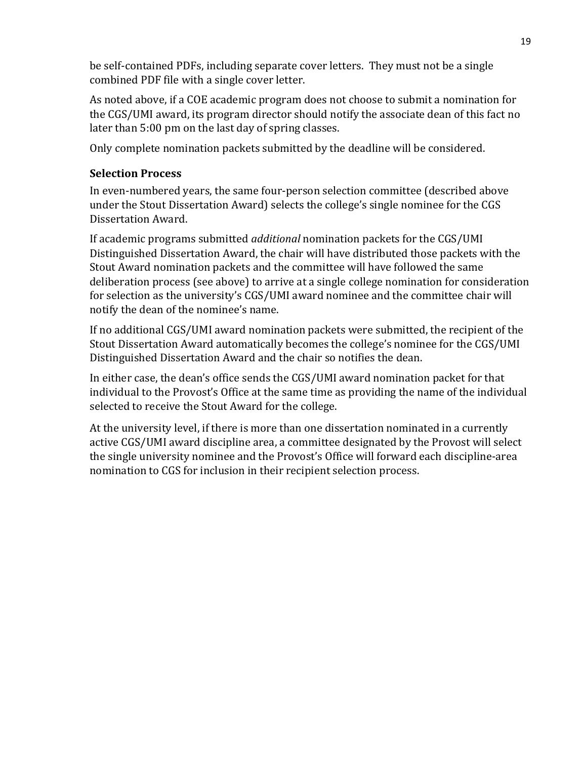be self-contained PDFs, including separate cover letters. They must not be a single combined PDF file with a single cover letter.

As noted above, if a COE academic program does not choose to submit a nomination for the CGS/UMI award, its program director should notify the associate dean of this fact no later than 5:00 pm on the last day of spring classes.

Only complete nomination packets submitted by the deadline will be considered.

### Selection Process

In even-numbered years, the same four-person selection committee (described above under the Stout Dissertation Award) selects the college's single nominee for the CGS Dissertation Award.

If academic programs submitted *additional* nomination packets for the CGS/UMI Distinguished Dissertation Award, the chair will have distributed those packets with the Stout Award nomination packets and the committee will have followed the same deliberation process (see above) to arrive at a single college nomination for consideration for selection as the university's CGS/UMI award nominee and the committee chair will notify the dean of the nominee's name.

If no additional CGS/UMI award nomination packets were submitted, the recipient of the Stout Dissertation Award automatically becomes the college's nominee for the CGS/UMI Distinguished Dissertation Award and the chair so notifies the dean.

In either case, the dean's office sends the CGS/UMI award nomination packet for that individual to the Provost's Office at the same time as providing the name of the individual selected to receive the Stout Award for the college.

At the university level, if there is more than one dissertation nominated in a currently active CGS/UMI award discipline area, a committee designated by the Provost will select the single university nominee and the Provost's Office will forward each discipline-area nomination to CGS for inclusion in their recipient selection process.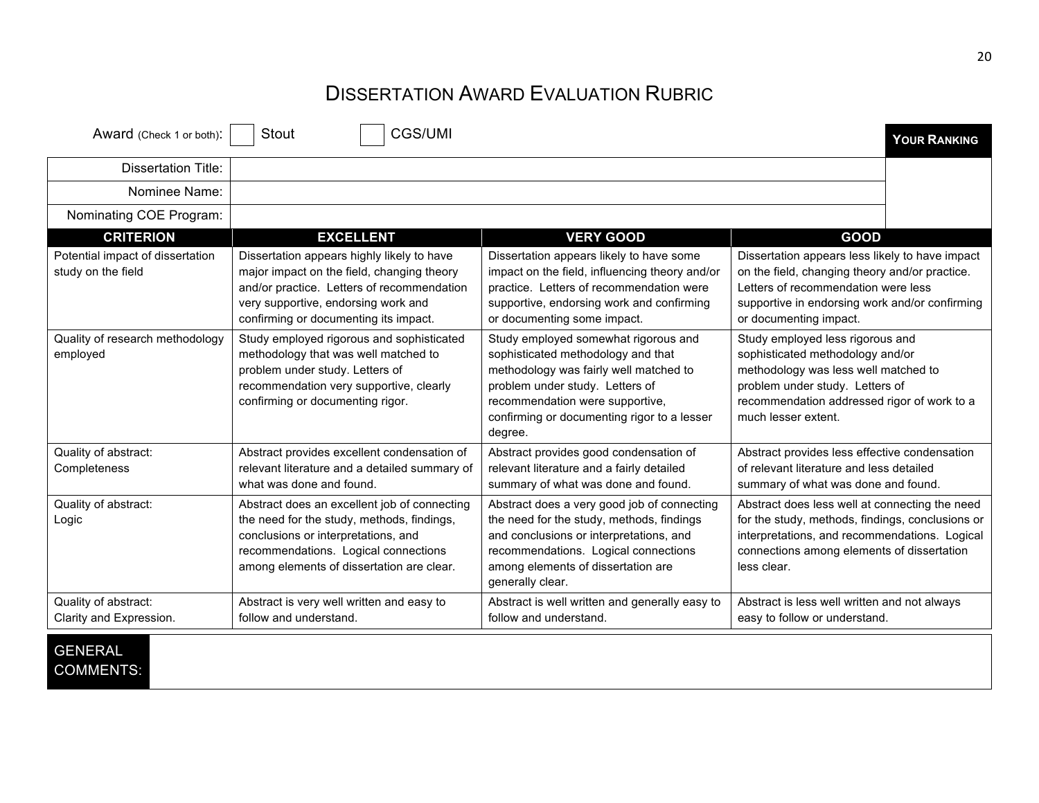# DISSERTATION AWARD EVALUATION RUBRIC

Award (Check 1 or both): ☐ Stout ☐ CGS/UMI

| | | YOUR RANKING |
|---|---|---|
| Dissertation Title: | | |
| Nominee Name: | | |
| Nominating COE Program: | | |

| CRITERION | EXCELLENT | VERY GOOD | GOOD |
|---|---|---|---|
| Potential impact of dissertation study on the field | Dissertation appears highly likely to have major impact on the field, changing theory and/or practice. Letters of recommendation very supportive, endorsing work and confirming or documenting its impact. | Dissertation appears likely to have some impact on the field, influencing theory and/or practice. Letters of recommendation were supportive, endorsing work and confirming or documenting some impact. | Dissertation appears less likely to have impact on the field, changing theory and/or practice. Letters of recommendation were less supportive in endorsing work and/or confirming or documenting impact. |
| Quality of research methodology employed | Study employed rigorous and sophisticated methodology that was well matched to problem under study. Letters of recommendation very supportive, clearly confirming or documenting rigor. | Study employed somewhat rigorous and sophisticated methodology and that methodology was fairly well matched to problem under study. Letters of recommendation were supportive, confirming or documenting rigor to a lesser degree. | Study employed less rigorous and sophisticated methodology and/or methodology was less well matched to problem under study. Letters of recommendation addressed rigor of work to a much lesser extent. |
| Quality of abstract: Completeness | Abstract provides excellent condensation of relevant literature and a detailed summary of what was done and found. | Abstract provides good condensation of relevant literature and a fairly detailed summary of what was done and found. | Abstract provides less effective condensation of relevant literature and less detailed summary of what was done and found. |
| Quality of abstract: Logic | Abstract does an excellent job of connecting the need for the study, methods, findings, conclusions or interpretations, and recommendations. Logical connections among elements of dissertation are clear. | Abstract does a very good job of connecting the need for the study, methods, findings and conclusions or interpretations, and recommendations. Logical connections among elements of dissertation are generally clear. | Abstract does less well at connecting the need for the study, methods, findings, conclusions or interpretations, and recommendations. Logical connections among elements of dissertation less clear. |
| Quality of abstract: Clarity and Expression. | Abstract is very well written and easy to follow and understand. | Abstract is well written and generally easy to follow and understand. | Abstract is less well written and not always easy to follow or understand. |

GENERAL COMMENTS: